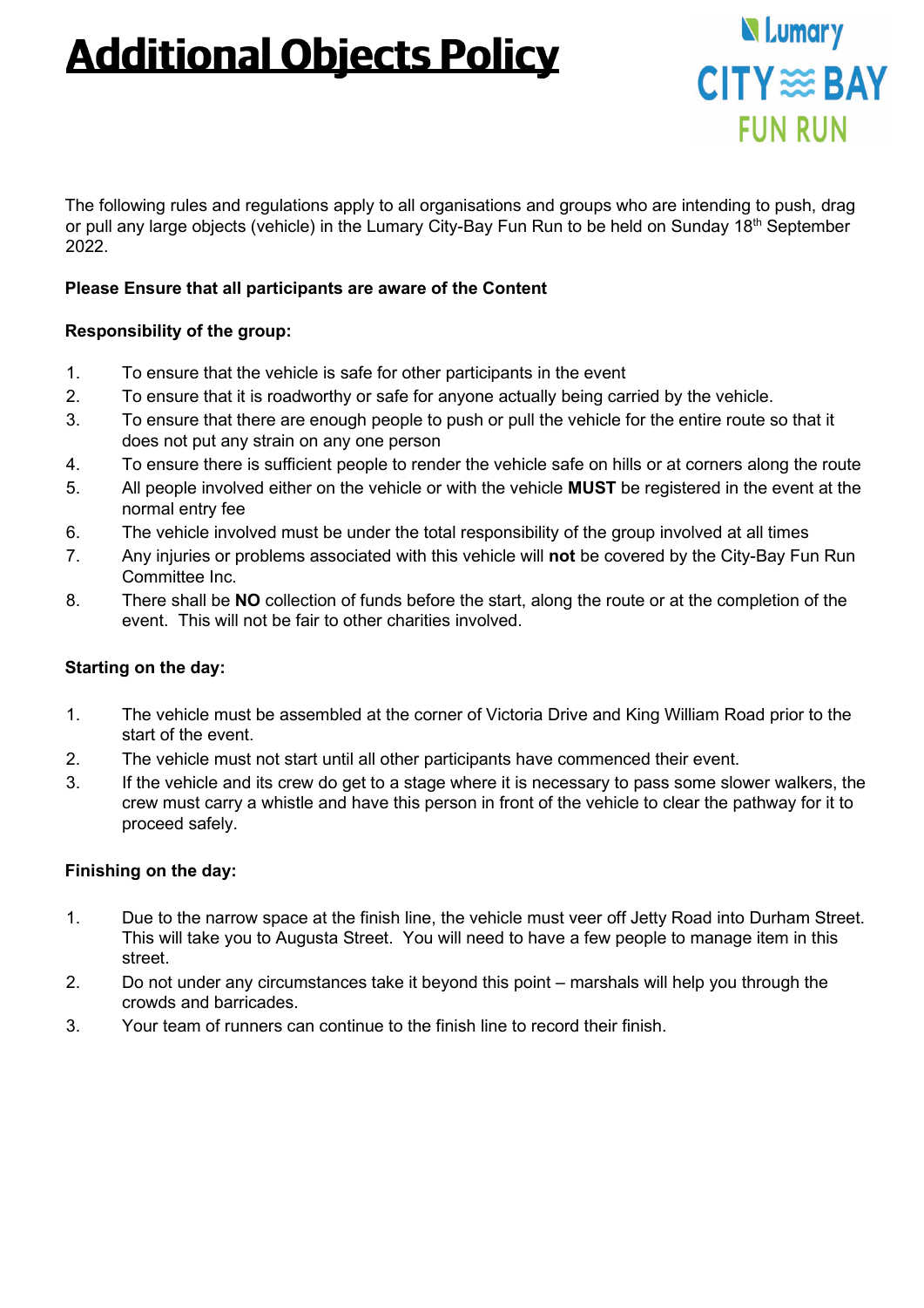# Additional Objects Policy

The following rules and regulations apply to all organisations and groups who are intending to push, drag or pull any large objects (vehicle) in the Lumary City-Bay Fun Run to be held on Sunday 18th September 2022.

**Please Ensure that all participants are aware of the Content**

**Responsibility of the group:**

1. To ensure that the vehicle is safe for other participants in the event
2. To ensure that it is roadworthy or safe for anyone actually being carried by the vehicle.
3. To ensure that there are enough people to push or pull the vehicle for the entire route so that it does not put any strain on any one person
4. To ensure there is sufficient people to render the vehicle safe on hills or at corners along the route
5. All people involved either on the vehicle or with the vehicle **MUST** be registered in the event at the normal entry fee
6. The vehicle involved must be under the total responsibility of the group involved at all times
7. Any injuries or problems associated with this vehicle will **not** be covered by the City-Bay Fun Run Committee Inc.
8. There shall be **NO** collection of funds before the start, along the route or at the completion of the event. This will not be fair to other charities involved.

**Starting on the day:**

1. The vehicle must be assembled at the corner of Victoria Drive and King William Road prior to the start of the event.
2. The vehicle must not start until all other participants have commenced their event.
3. If the vehicle and its crew do get to a stage where it is necessary to pass some slower walkers, the crew must carry a whistle and have this person in front of the vehicle to clear the pathway for it to proceed safely.

**Finishing on the day:**

1. Due to the narrow space at the finish line, the vehicle must veer off Jetty Road into Durham Street. This will take you to Augusta Street. You will need to have a few people to manage item in this street.
2. Do not under any circumstances take it beyond this point – marshals will help you through the crowds and barricades.
3. Your team of runners can continue to the finish line to record their finish.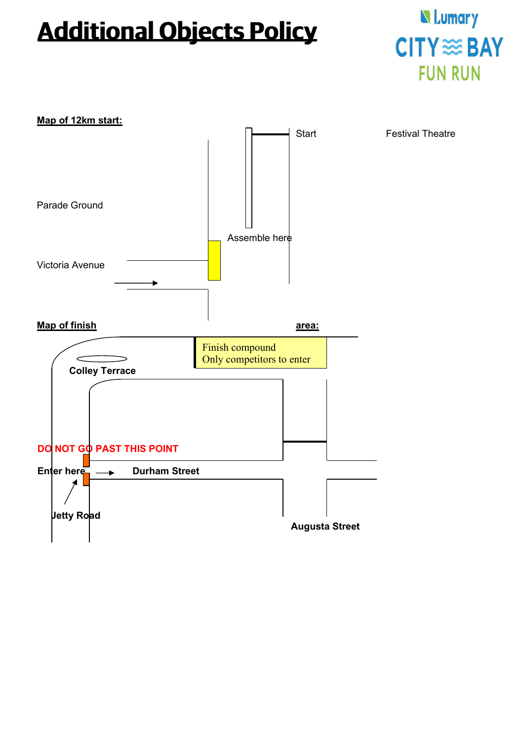# Additional Objects Policy

Lumary CITY BAY FUN RUN

**Map of 12km start:**

Start

Festival Theatre

Parade Ground

Assemble here

Victoria Avenue

**Map of finish area:**

Finish compound
Only competitors to enter

**Colley Terrace**

DO NOT GO PAST THIS POINT

**Enter here**

**Durham Street**

**Jetty Road**

**Augusta Street**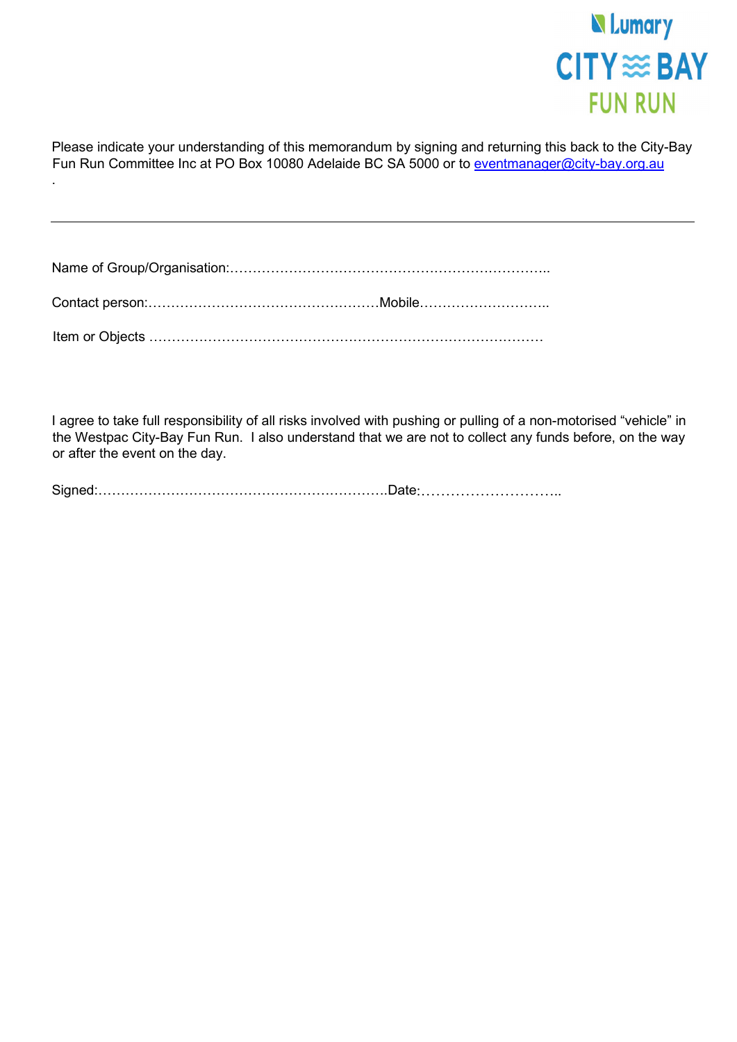Please indicate your understanding of this memorandum by signing and returning this back to the City-Bay Fun Run Committee Inc at PO Box 10080 Adelaide BC SA 5000 or to eventmanager@city-bay.org.au
.

---

Name of Group/Organisation:……………………………………………………………..

Contact person:……………………………………………Mobile………………………..

Item or Objects …………………………………………………………………………

I agree to take full responsibility of all risks involved with pushing or pulling of a non-motorised "vehicle" in the Westpac City-Bay Fun Run. I also understand that we are not to collect any funds before, on the way or after the event on the day.

Signed:……………………………………………………….Date:………………………..